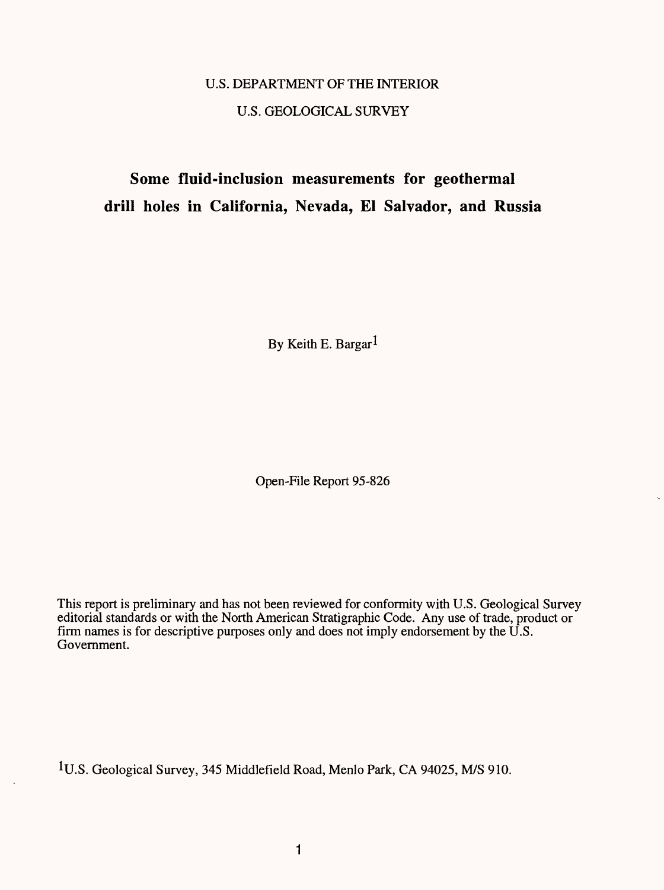U.S. DEPARTMENT OF THE INTERIOR

U.S. GEOLOGICAL SURVEY

# Some fluid-inclusion measurements for geothermal drill holes in California, Nevada, El Salvador, and Russia

By Keith E. Bargar[1]

Open-File Report 95-826

This report is preliminary and has not been reviewed for conformity with U.S. Geological Survey editorial standards or with the North American Stratigraphic Code. Any use of trade, product or firm names is for descriptive purposes only and does not imply endorsement by the U.S. Government.

[1]U.S. Geological Survey, 345 Middlefield Road, Menlo Park, CA 94025, M/S 910.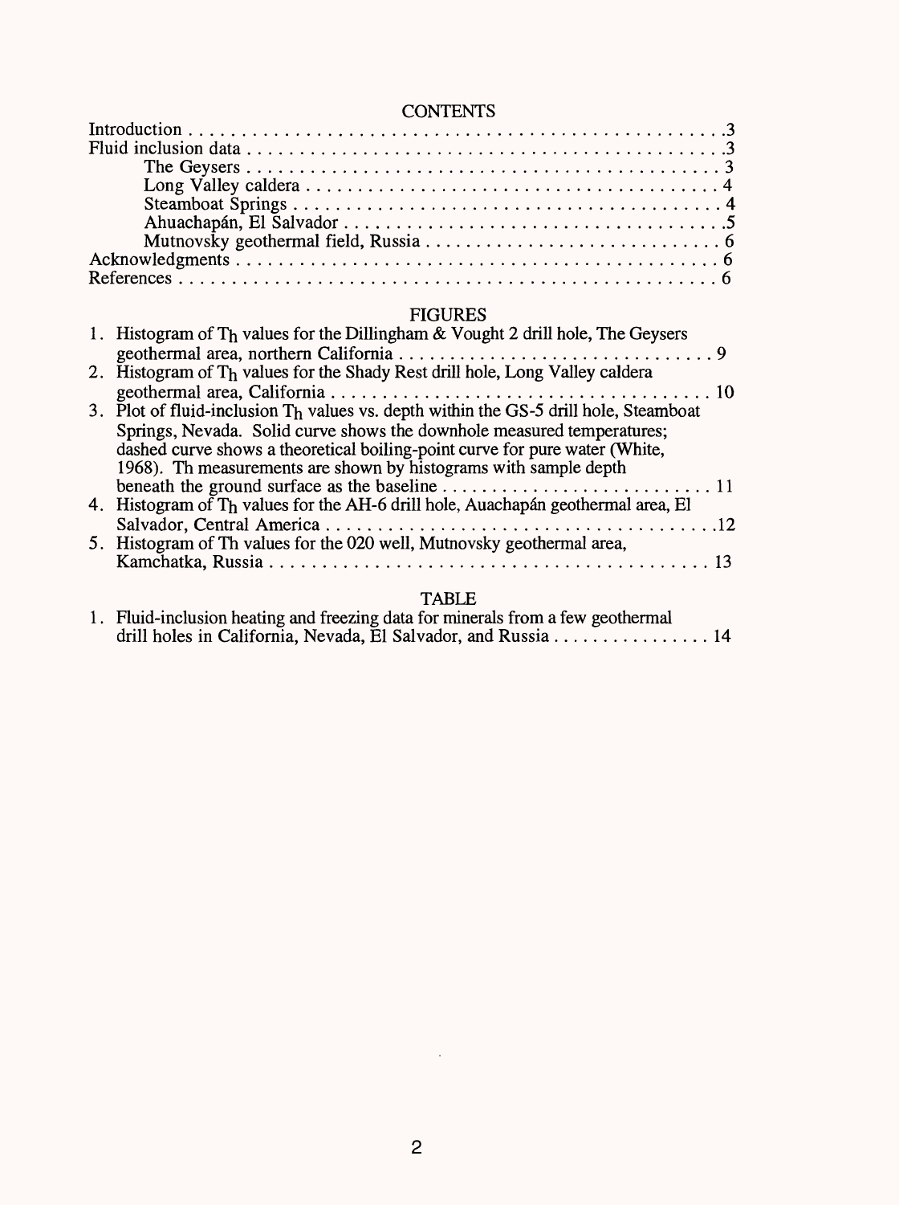## CONTENTS

Introduction . . . . . . . . . . . . . . . . . . . . . . . . . . . . . . . . . . . . . . . . . . . . . . . . . . 3
Fluid inclusion data . . . . . . . . . . . . . . . . . . . . . . . . . . . . . . . . . . . . . . . . . . . . . . . 3
    The Geysers . . . . . . . . . . . . . . . . . . . . . . . . . . . . . . . . . . . . . . . . . . . . . . 3
    Long Valley caldera . . . . . . . . . . . . . . . . . . . . . . . . . . . . . . . . . . . . . . . . . 4
    Steamboat Springs . . . . . . . . . . . . . . . . . . . . . . . . . . . . . . . . . . . . . . . . . . 4
    Ahuachapán, El Salvador . . . . . . . . . . . . . . . . . . . . . . . . . . . . . . . . . . . . . . 5
    Mutnovsky geothermal field, Russia . . . . . . . . . . . . . . . . . . . . . . . . . . . . . . 6
Acknowledgments . . . . . . . . . . . . . . . . . . . . . . . . . . . . . . . . . . . . . . . . . . . . . . 6
References . . . . . . . . . . . . . . . . . . . . . . . . . . . . . . . . . . . . . . . . . . . . . . . . . . 6

## FIGURES

1. Histogram of $T_h$ values for the Dillingham & Vought 2 drill hole, The Geysers geothermal area, northern California . . . . . . . . . . . . . . . . . . . . . . . . . . . . . . . 9
2. Histogram of $T_h$ values for the Shady Rest drill hole, Long Valley caldera geothermal area, California . . . . . . . . . . . . . . . . . . . . . . . . . . . . . . . . . . . . . 10
3. Plot of fluid-inclusion $T_h$ values vs. depth within the GS-5 drill hole, Steamboat Springs, Nevada. Solid curve shows the downhole measured temperatures; dashed curve shows a theoretical boiling-point curve for pure water (White, 1968). Th measurements are shown by histograms with sample depth beneath the ground surface as the baseline . . . . . . . . . . . . . . . . . . . . . . . . . . . 11
4. Histogram of $T_h$ values for the AH-6 drill hole, Auachapán geothermal area, El Salvador, Central America . . . . . . . . . . . . . . . . . . . . . . . . . . . . . . . . . . . . . . 12
5. Histogram of Th values for the 020 well, Mutnovsky geothermal area, Kamchatka, Russia . . . . . . . . . . . . . . . . . . . . . . . . . . . . . . . . . . . . . . . . . . . 13

## TABLE

1. Fluid-inclusion heating and freezing data for minerals from a few geothermal drill holes in California, Nevada, El Salvador, and Russia . . . . . . . . . . . . . . . . 14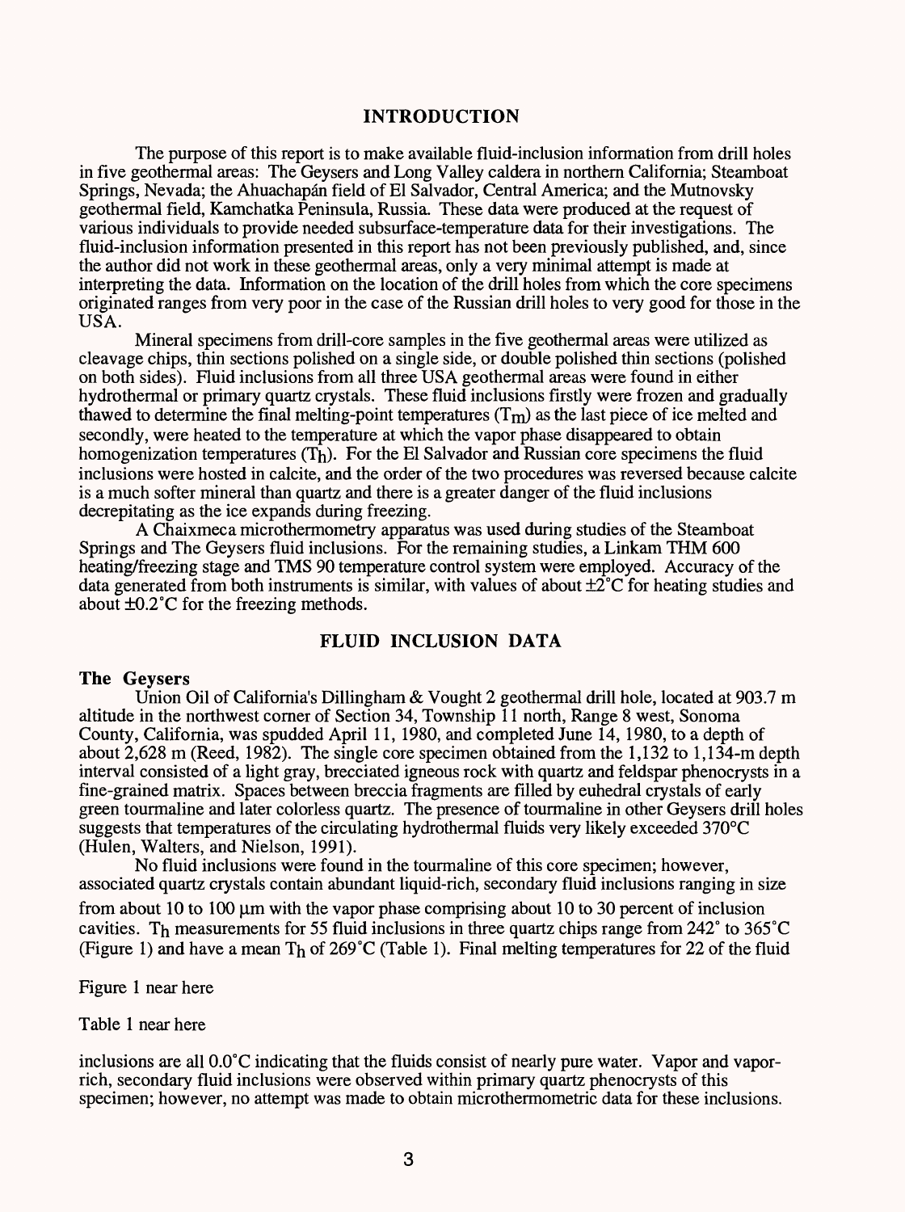## INTRODUCTION

The purpose of this report is to make available fluid-inclusion information from drill holes in five geothermal areas: The Geysers and Long Valley caldera in northern California; Steamboat Springs, Nevada; the Ahuachapán field of El Salvador, Central America; and the Mutnovsky geothermal field, Kamchatka Peninsula, Russia. These data were produced at the request of various individuals to provide needed subsurface-temperature data for their investigations. The fluid-inclusion information presented in this report has not been previously published, and, since the author did not work in these geothermal areas, only a very minimal attempt is made at interpreting the data. Information on the location of the drill holes from which the core specimens originated ranges from very poor in the case of the Russian drill holes to very good for those in the USA.

Mineral specimens from drill-core samples in the five geothermal areas were utilized as cleavage chips, thin sections polished on a single side, or double polished thin sections (polished on both sides). Fluid inclusions from all three USA geothermal areas were found in either hydrothermal or primary quartz crystals. These fluid inclusions firstly were frozen and gradually thawed to determine the final melting-point temperatures ($T_m$) as the last piece of ice melted and secondly, were heated to the temperature at which the vapor phase disappeared to obtain homogenization temperatures ($T_h$). For the El Salvador and Russian core specimens the fluid inclusions were hosted in calcite, and the order of the two procedures was reversed because calcite is a much softer mineral than quartz and there is a greater danger of the fluid inclusions decrepitating as the ice expands during freezing.

A Chaixmeca microthermometry apparatus was used during studies of the Steamboat Springs and The Geysers fluid inclusions. For the remaining studies, a Linkam THM 600 heating/freezing stage and TMS 90 temperature control system were employed. Accuracy of the data generated from both instruments is similar, with values of about ±2°C for heating studies and about ±0.2°C for the freezing methods.

## FLUID INCLUSION DATA

### The Geysers

Union Oil of California's Dillingham & Vought 2 geothermal drill hole, located at 903.7 m altitude in the northwest corner of Section 34, Township 11 north, Range 8 west, Sonoma County, California, was spudded April 11, 1980, and completed June 14, 1980, to a depth of about 2,628 m (Reed, 1982). The single core specimen obtained from the 1,132 to 1,134-m depth interval consisted of a light gray, brecciated igneous rock with quartz and feldspar phenocrysts in a fine-grained matrix. Spaces between breccia fragments are filled by euhedral crystals of early green tourmaline and later colorless quartz. The presence of tourmaline in other Geysers drill holes suggests that temperatures of the circulating hydrothermal fluids very likely exceeded 370°C (Hulen, Walters, and Nielson, 1991).

No fluid inclusions were found in the tourmaline of this core specimen; however, associated quartz crystals contain abundant liquid-rich, secondary fluid inclusions ranging in size from about 10 to 100 µm with the vapor phase comprising about 10 to 30 percent of inclusion cavities. $T_h$ measurements for 55 fluid inclusions in three quartz chips range from 242° to 365°C (Figure 1) and have a mean $T_h$ of 269°C (Table 1). Final melting temperatures for 22 of the fluid

Figure 1 near here

Table 1 near here

inclusions are all 0.0°C indicating that the fluids consist of nearly pure water. Vapor and vapor-rich, secondary fluid inclusions were observed within primary quartz phenocrysts of this specimen; however, no attempt was made to obtain microthermometric data for these inclusions.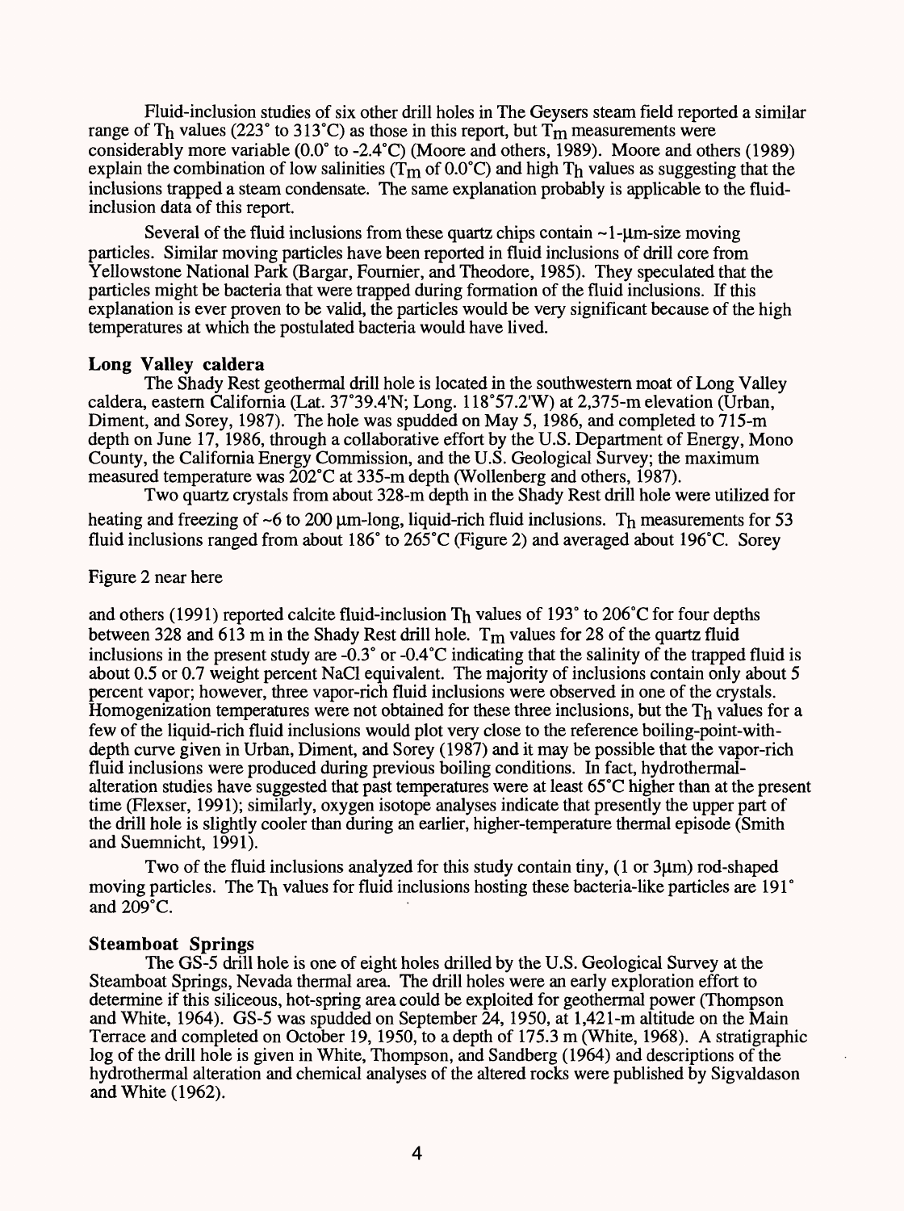Fluid-inclusion studies of six other drill holes in The Geysers steam field reported a similar range of $T_h$ values (223° to 313°C) as those in this report, but $T_m$ measurements were considerably more variable (0.0° to -2.4°C) (Moore and others, 1989). Moore and others (1989) explain the combination of low salinities ($T_m$ of 0.0°C) and high $T_h$ values as suggesting that the inclusions trapped a steam condensate. The same explanation probably is applicable to the fluid-inclusion data of this report.

Several of the fluid inclusions from these quartz chips contain ~1-μm-size moving particles. Similar moving particles have been reported in fluid inclusions of drill core from Yellowstone National Park (Bargar, Fournier, and Theodore, 1985). They speculated that the particles might be bacteria that were trapped during formation of the fluid inclusions. If this explanation is ever proven to be valid, the particles would be very significant because of the high temperatures at which the postulated bacteria would have lived.

### Long Valley caldera

The Shady Rest geothermal drill hole is located in the southwestern moat of Long Valley caldera, eastern California (Lat. 37°39.4'N; Long. 118°57.2'W) at 2,375-m elevation (Urban, Diment, and Sorey, 1987). The hole was spudded on May 5, 1986, and completed to 715-m depth on June 17, 1986, through a collaborative effort by the U.S. Department of Energy, Mono County, the California Energy Commission, and the U.S. Geological Survey; the maximum measured temperature was 202°C at 335-m depth (Wollenberg and others, 1987).

Two quartz crystals from about 328-m depth in the Shady Rest drill hole were utilized for heating and freezing of ~6 to 200 μm-long, liquid-rich fluid inclusions. $T_h$ measurements for 53 fluid inclusions ranged from about 186° to 265°C (Figure 2) and averaged about 196°C. Sorey

Figure 2 near here

and others (1991) reported calcite fluid-inclusion $T_h$ values of 193° to 206°C for four depths between 328 and 613 m in the Shady Rest drill hole. $T_m$ values for 28 of the quartz fluid inclusions in the present study are -0.3° or -0.4°C indicating that the salinity of the trapped fluid is about 0.5 or 0.7 weight percent NaCl equivalent. The majority of inclusions contain only about 5 percent vapor; however, three vapor-rich fluid inclusions were observed in one of the crystals. Homogenization temperatures were not obtained for these three inclusions, but the $T_h$ values for a few of the liquid-rich fluid inclusions would plot very close to the reference boiling-point-with-depth curve given in Urban, Diment, and Sorey (1987) and it may be possible that the vapor-rich fluid inclusions were produced during previous boiling conditions. In fact, hydrothermal-alteration studies have suggested that past temperatures were at least 65°C higher than at the present time (Flexser, 1991); similarly, oxygen isotope analyses indicate that presently the upper part of the drill hole is slightly cooler than during an earlier, higher-temperature thermal episode (Smith and Suemnicht, 1991).

Two of the fluid inclusions analyzed for this study contain tiny, (1 or 3μm) rod-shaped moving particles. The $T_h$ values for fluid inclusions hosting these bacteria-like particles are 191° and 209°C.

### Steamboat Springs

The GS-5 drill hole is one of eight holes drilled by the U.S. Geological Survey at the Steamboat Springs, Nevada thermal area. The drill holes were an early exploration effort to determine if this siliceous, hot-spring area could be exploited for geothermal power (Thompson and White, 1964). GS-5 was spudded on September 24, 1950, at 1,421-m altitude on the Main Terrace and completed on October 19, 1950, to a depth of 175.3 m (White, 1968). A stratigraphic log of the drill hole is given in White, Thompson, and Sandberg (1964) and descriptions of the hydrothermal alteration and chemical analyses of the altered rocks were published by Sigvaldason and White (1962).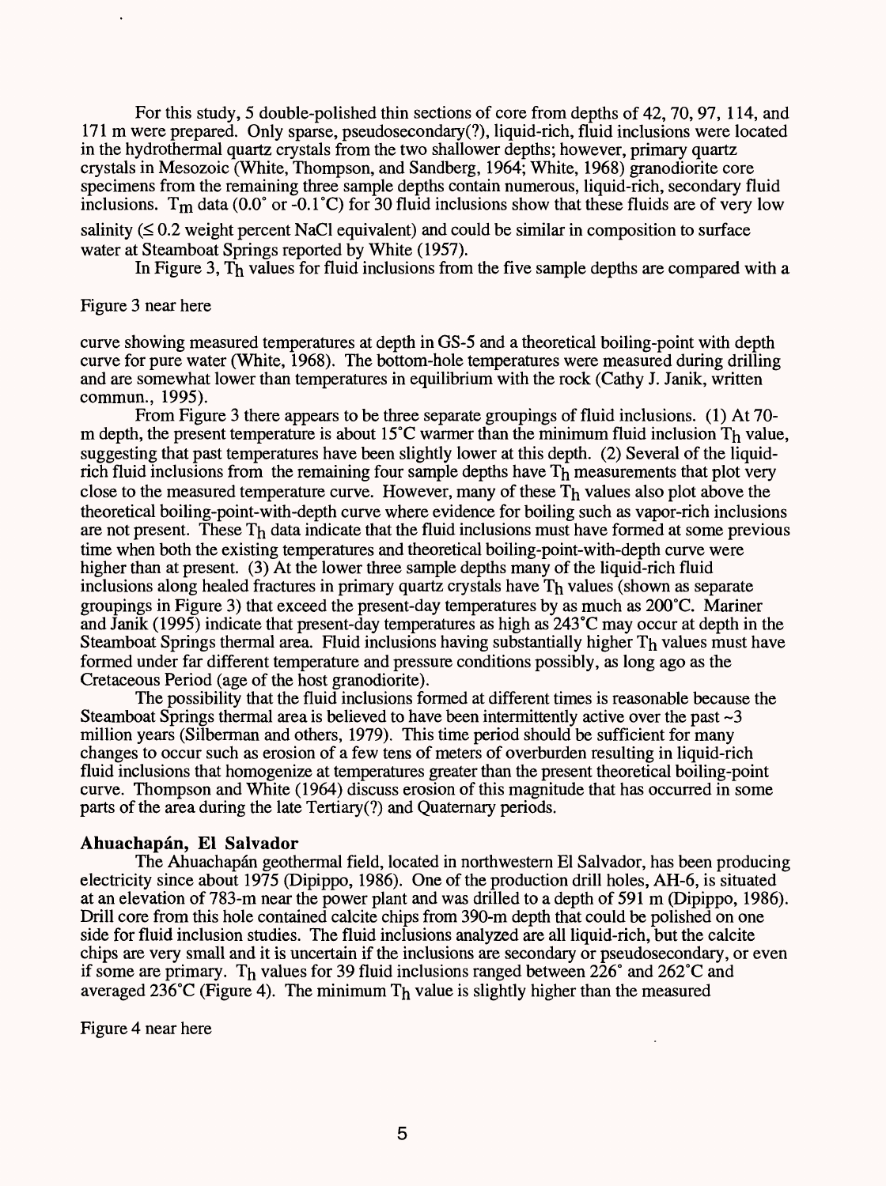For this study, 5 double-polished thin sections of core from depths of 42, 70, 97, 114, and 171 m were prepared. Only sparse, pseudosecondary(?), liquid-rich, fluid inclusions were located in the hydrothermal quartz crystals from the two shallower depths; however, primary quartz crystals in Mesozoic (White, Thompson, and Sandberg, 1964; White, 1968) granodiorite core specimens from the remaining three sample depths contain numerous, liquid-rich, secondary fluid inclusions. $T_m$ data (0.0° or -0.1°C) for 30 fluid inclusions show that these fluids are of very low salinity (≤ 0.2 weight percent NaCl equivalent) and could be similar in composition to surface water at Steamboat Springs reported by White (1957).

In Figure 3, $T_h$ values for fluid inclusions from the five sample depths are compared with a

Figure 3 near here

curve showing measured temperatures at depth in GS-5 and a theoretical boiling-point with depth curve for pure water (White, 1968). The bottom-hole temperatures were measured during drilling and are somewhat lower than temperatures in equilibrium with the rock (Cathy J. Janik, written commun., 1995).

From Figure 3 there appears to be three separate groupings of fluid inclusions. (1) At 70-m depth, the present temperature is about 15°C warmer than the minimum fluid inclusion $T_h$ value, suggesting that past temperatures have been slightly lower at this depth. (2) Several of the liquid-rich fluid inclusions from the remaining four sample depths have $T_h$ measurements that plot very close to the measured temperature curve. However, many of these $T_h$ values also plot above the theoretical boiling-point-with-depth curve where evidence for boiling such as vapor-rich inclusions are not present. These $T_h$ data indicate that the fluid inclusions must have formed at some previous time when both the existing temperatures and theoretical boiling-point-with-depth curve were higher than at present. (3) At the lower three sample depths many of the liquid-rich fluid inclusions along healed fractures in primary quartz crystals have $T_h$ values (shown as separate groupings in Figure 3) that exceed the present-day temperatures by as much as 200°C. Mariner and Janik (1995) indicate that present-day temperatures as high as 243°C may occur at depth in the Steamboat Springs thermal area. Fluid inclusions having substantially higher $T_h$ values must have formed under far different temperature and pressure conditions possibly, as long ago as the Cretaceous Period (age of the host granodiorite).

The possibility that the fluid inclusions formed at different times is reasonable because the Steamboat Springs thermal area is believed to have been intermittently active over the past ~3 million years (Silberman and others, 1979). This time period should be sufficient for many changes to occur such as erosion of a few tens of meters of overburden resulting in liquid-rich fluid inclusions that homogenize at temperatures greater than the present theoretical boiling-point curve. Thompson and White (1964) discuss erosion of this magnitude that has occurred in some parts of the area during the late Tertiary(?) and Quaternary periods.

### Ahuachapán, El Salvador

The Ahuachapán geothermal field, located in northwestern El Salvador, has been producing electricity since about 1975 (Dipippo, 1986). One of the production drill holes, AH-6, is situated at an elevation of 783-m near the power plant and was drilled to a depth of 591 m (Dipippo, 1986). Drill core from this hole contained calcite chips from 390-m depth that could be polished on one side for fluid inclusion studies. The fluid inclusions analyzed are all liquid-rich, but the calcite chips are very small and it is uncertain if the inclusions are secondary or pseudosecondary, or even if some are primary. $T_h$ values for 39 fluid inclusions ranged between 226° and 262°C and averaged 236°C (Figure 4). The minimum $T_h$ value is slightly higher than the measured

Figure 4 near here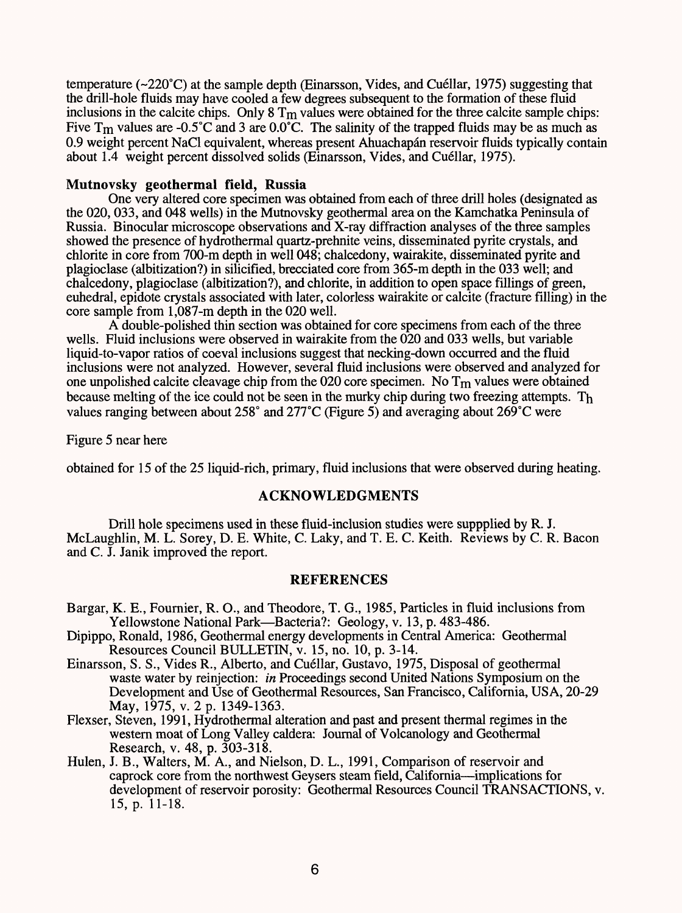temperature (~220°C) at the sample depth (Einarsson, Vides, and Cuéllar, 1975) suggesting that the drill-hole fluids may have cooled a few degrees subsequent to the formation of these fluid inclusions in the calcite chips. Only 8 $T_m$ values were obtained for the three calcite sample chips: Five $T_m$ values are -0.5°C and 3 are 0.0°C. The salinity of the trapped fluids may be as much as 0.9 weight percent NaCl equivalent, whereas present Ahuachapán reservoir fluids typically contain about 1.4 weight percent dissolved solids (Einarsson, Vides, and Cuéllar, 1975).

### Mutnovsky geothermal field, Russia

One very altered core specimen was obtained from each of three drill holes (designated as the 020, 033, and 048 wells) in the Mutnovsky geothermal area on the Kamchatka Peninsula of Russia. Binocular microscope observations and X-ray diffraction analyses of the three samples showed the presence of hydrothermal quartz-prehnite veins, disseminated pyrite crystals, and chlorite in core from 700-m depth in well 048; chalcedony, wairakite, disseminated pyrite and plagioclase (albitization?) in silicified, brecciated core from 365-m depth in the 033 well; and chalcedony, plagioclase (albitization?), and chlorite, in addition to open space fillings of green, euhedral, epidote crystals associated with later, colorless wairakite or calcite (fracture filling) in the core sample from 1,087-m depth in the 020 well.

A double-polished thin section was obtained for core specimens from each of the three wells. Fluid inclusions were observed in wairakite from the 020 and 033 wells, but variable liquid-to-vapor ratios of coeval inclusions suggest that necking-down occurred and the fluid inclusions were not analyzed. However, several fluid inclusions were observed and analyzed for one unpolished calcite cleavage chip from the 020 core specimen. No $T_m$ values were obtained because melting of the ice could not be seen in the murky chip during two freezing attempts. $T_h$ values ranging between about 258° and 277°C (Figure 5) and averaging about 269°C were

Figure 5 near here

obtained for 15 of the 25 liquid-rich, primary, fluid inclusions that were observed during heating.

## ACKNOWLEDGMENTS

Drill hole specimens used in these fluid-inclusion studies were suppplied by R. J. McLaughlin, M. L. Sorey, D. E. White, C. Laky, and T. E. C. Keith. Reviews by C. R. Bacon and C. J. Janik improved the report.

## REFERENCES

Bargar, K. E., Fournier, R. O., and Theodore, T. G., 1985, Particles in fluid inclusions from Yellowstone National Park—Bacteria?: Geology, v. 13, p. 483-486.

Dipippo, Ronald, 1986, Geothermal energy developments in Central America: Geothermal Resources Council BULLETIN, v. 15, no. 10, p. 3-14.

Einarsson, S. S., Vides R., Alberto, and Cuéllar, Gustavo, 1975, Disposal of geothermal waste water by reinjection: *in* Proceedings second United Nations Symposium on the Development and Use of Geothermal Resources, San Francisco, California, USA, 20-29 May, 1975, v. 2 p. 1349-1363.

Flexser, Steven, 1991, Hydrothermal alteration and past and present thermal regimes in the western moat of Long Valley caldera: Journal of Volcanology and Geothermal Research, v. 48, p. 303-318.

Hulen, J. B., Walters, M. A., and Nielson, D. L., 1991, Comparison of reservoir and caprock core from the northwest Geysers steam field, California—implications for development of reservoir porosity: Geothermal Resources Council TRANSACTIONS, v. 15, p. 11-18.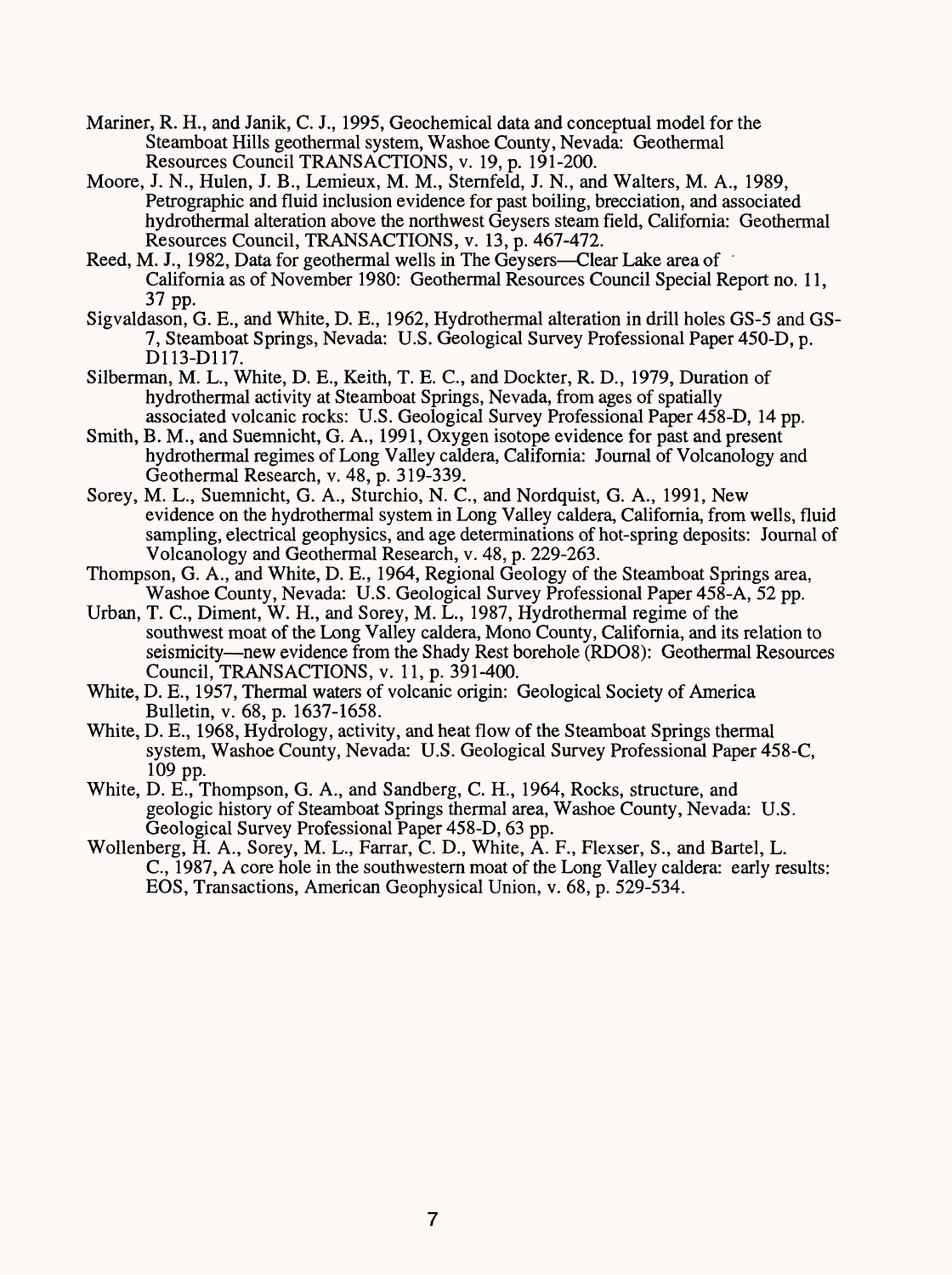Mariner, R. H., and Janik, C. J., 1995, Geochemical data and conceptual model for the Steamboat Hills geothermal system, Washoe County, Nevada: Geothermal Resources Council TRANSACTIONS, v. 19, p. 191-200.

Moore, J. N., Hulen, J. B., Lemieux, M. M., Sternfeld, J. N., and Walters, M. A., 1989, Petrographic and fluid inclusion evidence for past boiling, brecciation, and associated hydrothermal alteration above the northwest Geysers steam field, California: Geothermal Resources Council, TRANSACTIONS, v. 13, p. 467-472.

Reed, M. J., 1982, Data for geothermal wells in The Geysers—Clear Lake area of California as of November 1980: Geothermal Resources Council Special Report no. 11, 37 pp.

Sigvaldason, G. E., and White, D. E., 1962, Hydrothermal alteration in drill holes GS-5 and GS-7, Steamboat Springs, Nevada: U.S. Geological Survey Professional Paper 450-D, p. D113-D117.

Silberman, M. L., White, D. E., Keith, T. E. C., and Dockter, R. D., 1979, Duration of hydrothermal activity at Steamboat Springs, Nevada, from ages of spatially associated volcanic rocks: U.S. Geological Survey Professional Paper 458-D, 14 pp.

Smith, B. M., and Suemnicht, G. A., 1991, Oxygen isotope evidence for past and present hydrothermal regimes of Long Valley caldera, California: Journal of Volcanology and Geothermal Research, v. 48, p. 319-339.

Sorey, M. L., Suemnicht, G. A., Sturchio, N. C., and Nordquist, G. A., 1991, New evidence on the hydrothermal system in Long Valley caldera, California, from wells, fluid sampling, electrical geophysics, and age determinations of hot-spring deposits: Journal of Volcanology and Geothermal Research, v. 48, p. 229-263.

Thompson, G. A., and White, D. E., 1964, Regional Geology of the Steamboat Springs area, Washoe County, Nevada: U.S. Geological Survey Professional Paper 458-A, 52 pp.

Urban, T. C., Diment, W. H., and Sorey, M. L., 1987, Hydrothermal regime of the southwest moat of the Long Valley caldera, Mono County, California, and its relation to seismicity—new evidence from the Shady Rest borehole (RDO8): Geothermal Resources Council, TRANSACTIONS, v. 11, p. 391-400.

White, D. E., 1957, Thermal waters of volcanic origin: Geological Society of America Bulletin, v. 68, p. 1637-1658.

White, D. E., 1968, Hydrology, activity, and heat flow of the Steamboat Springs thermal system, Washoe County, Nevada: U.S. Geological Survey Professional Paper 458-C, 109 pp.

White, D. E., Thompson, G. A., and Sandberg, C. H., 1964, Rocks, structure, and geologic history of Steamboat Springs thermal area, Washoe County, Nevada: U.S. Geological Survey Professional Paper 458-D, 63 pp.

Wollenberg, H. A., Sorey, M. L., Farrar, C. D., White, A. F., Flexser, S., and Bartel, L. C., 1987, A core hole in the southwestern moat of the Long Valley caldera: early results: EOS, Transactions, American Geophysical Union, v. 68, p. 529-534.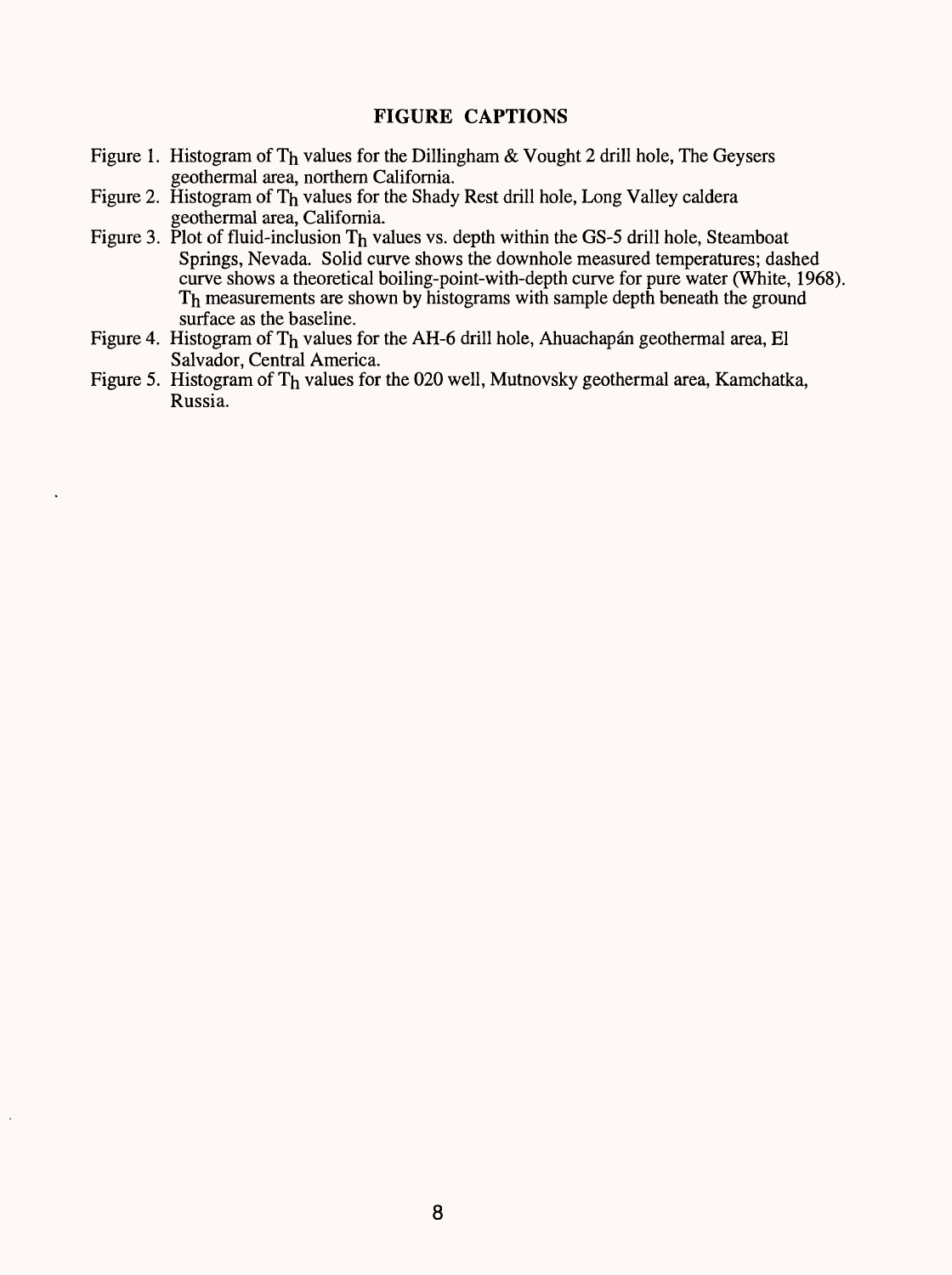## FIGURE CAPTIONS

Figure 1. Histogram of $T_h$ values for the Dillingham & Vought 2 drill hole, The Geysers geothermal area, northern California.

Figure 2. Histogram of $T_h$ values for the Shady Rest drill hole, Long Valley caldera geothermal area, California.

Figure 3. Plot of fluid-inclusion $T_h$ values vs. depth within the GS-5 drill hole, Steamboat Springs, Nevada. Solid curve shows the downhole measured temperatures; dashed curve shows a theoretical boiling-point-with-depth curve for pure water (White, 1968). $T_h$ measurements are shown by histograms with sample depth beneath the ground surface as the baseline.

Figure 4. Histogram of $T_h$ values for the AH-6 drill hole, Ahuachapán geothermal area, El Salvador, Central America.

Figure 5. Histogram of $T_h$ values for the 020 well, Mutnovsky geothermal area, Kamchatka, Russia.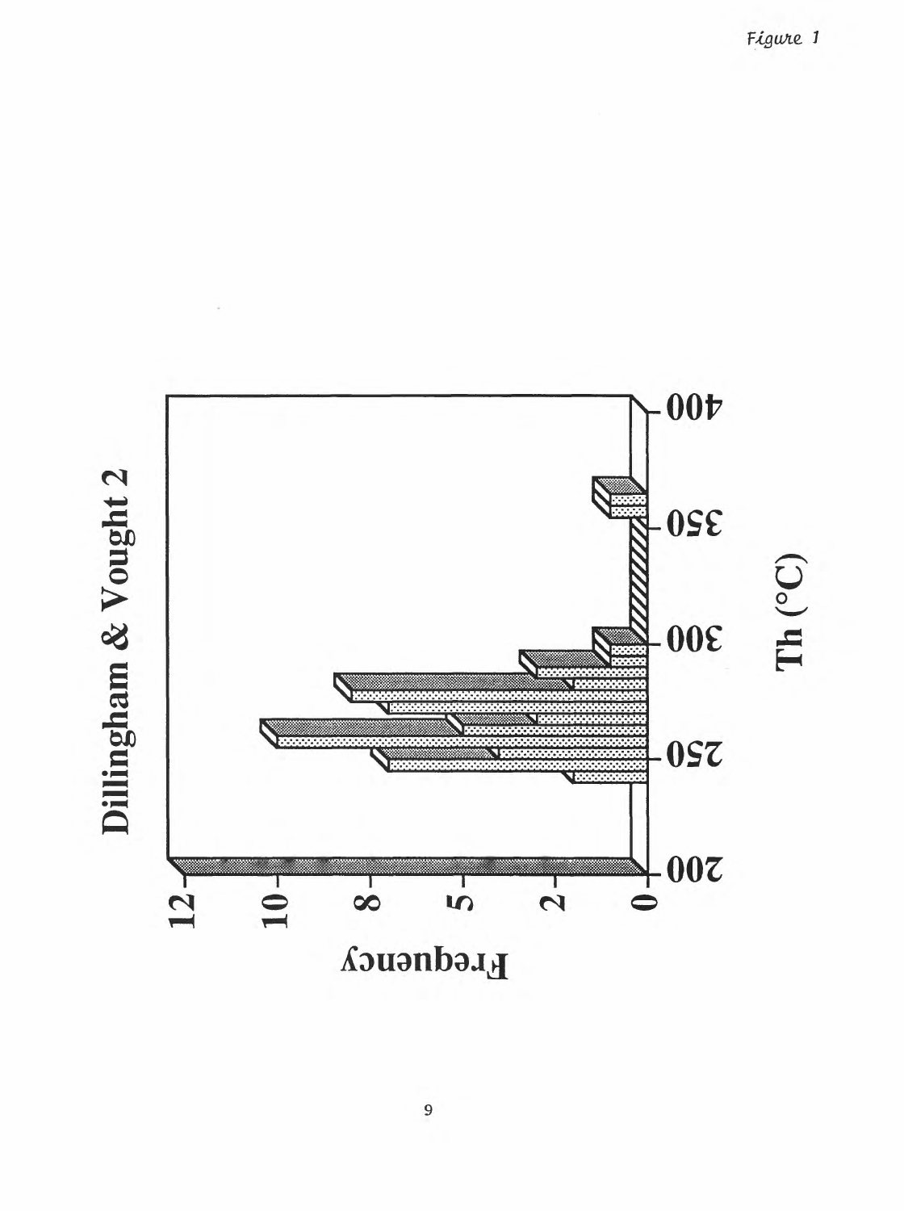Figure 1

Dillingham & Vought 2

Frequency

Th (°C)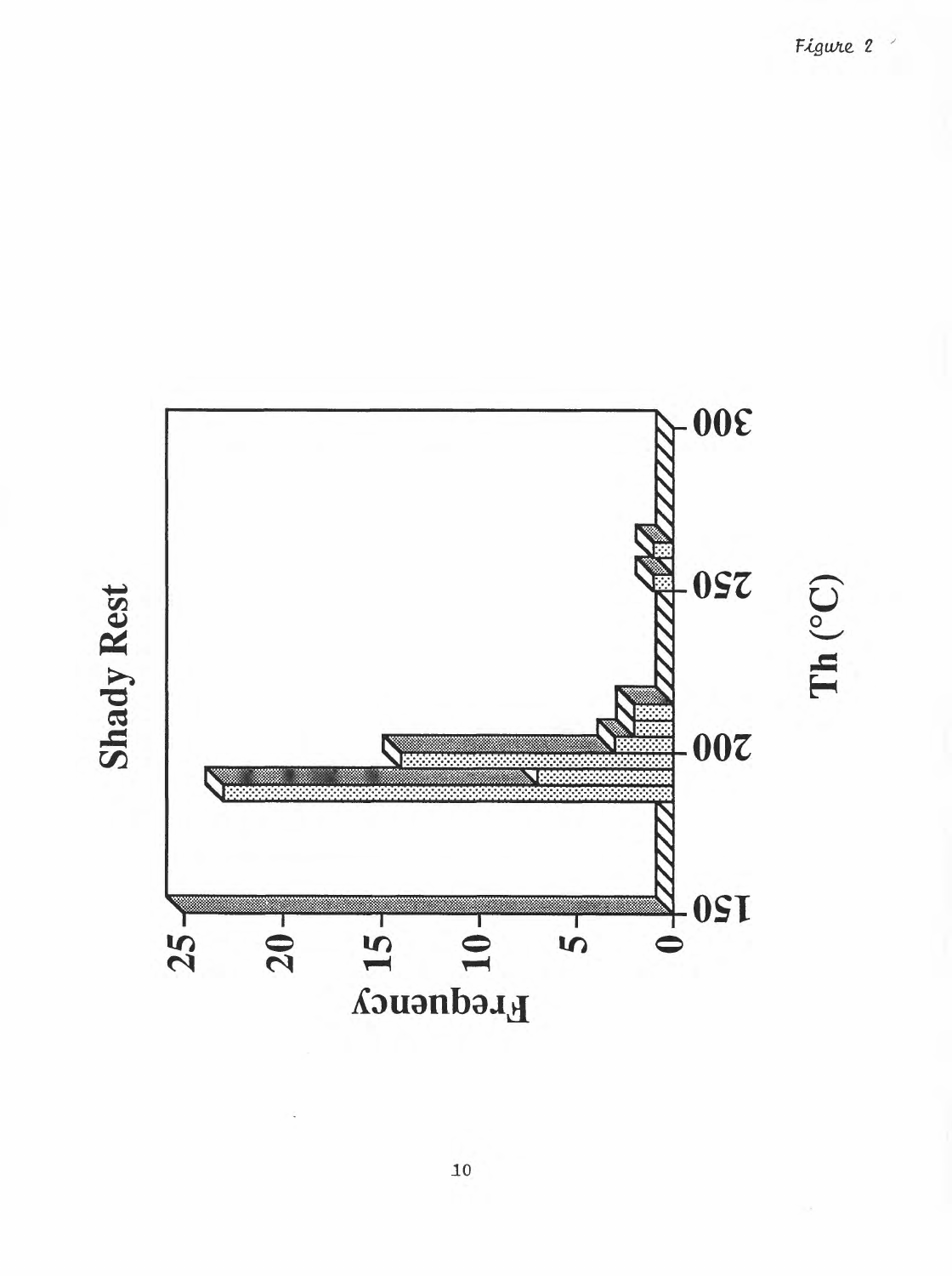Figure 2

**Shady Rest**

Frequency

Th (°C)

0, 5, 10, 15, 20, 25

150, 200, 250, 300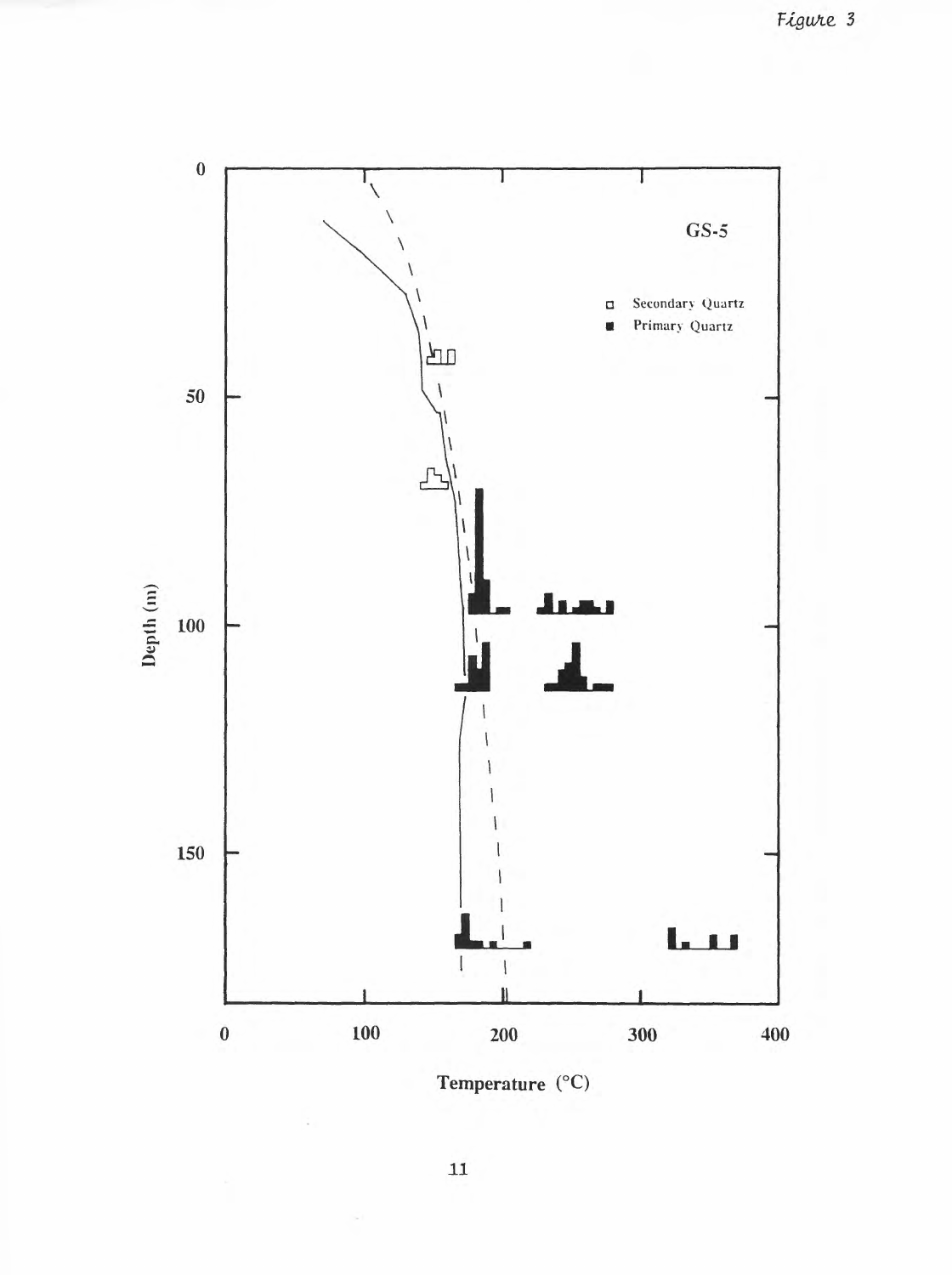*Figure 3*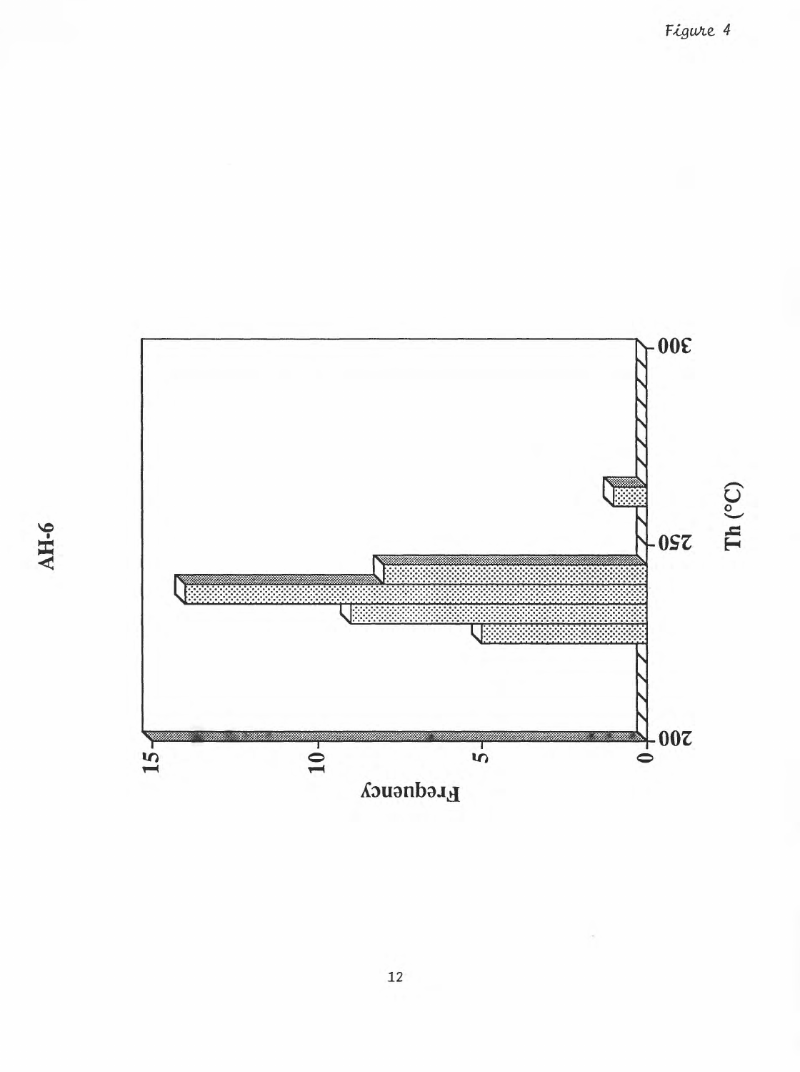Figure 4

AH-6

| Th (°C) | Frequency |
|---|---|
| 205–210 | 0 |
| 210–215 | 0 |
| 215–220 | 0 |
| 220–225 | 0 |
| 225–230 | 5 |
| 230–235 | 9 |
| 235–240 | 14 |
| 240–245 | 8 |
| 245–250 | 0 |
| 250–255 | 0 |
| 255–260 | 1 |
| 260–265 | 0 |
| 265–270 | 0 |
| 270–275 | 0 |
| 275–280 | 0 |
| 280–285 | 0 |
| 285–290 | 0 |
| 290–295 | 0 |
| 295–300 | 0 |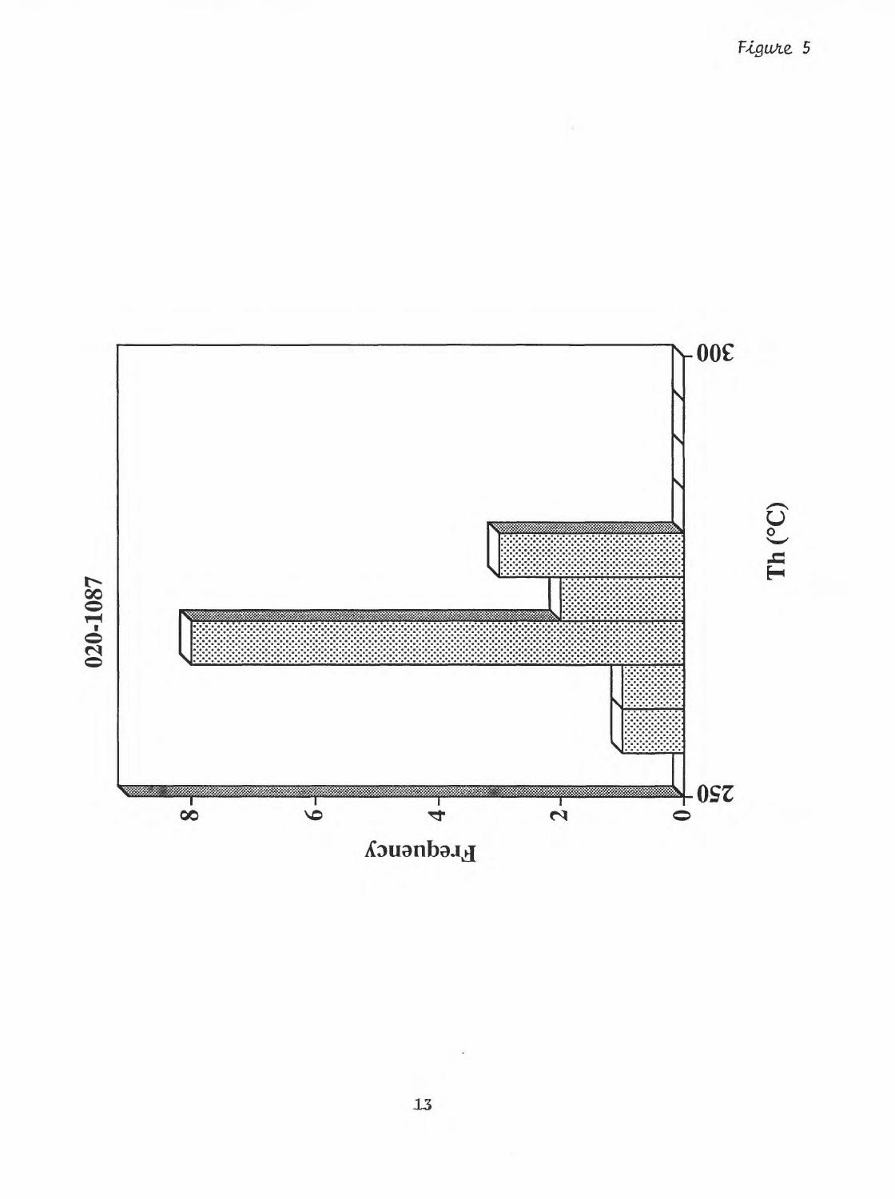Figure 5

020-1087

Frequency

Th (°C)

0
2
4
6
8

250
300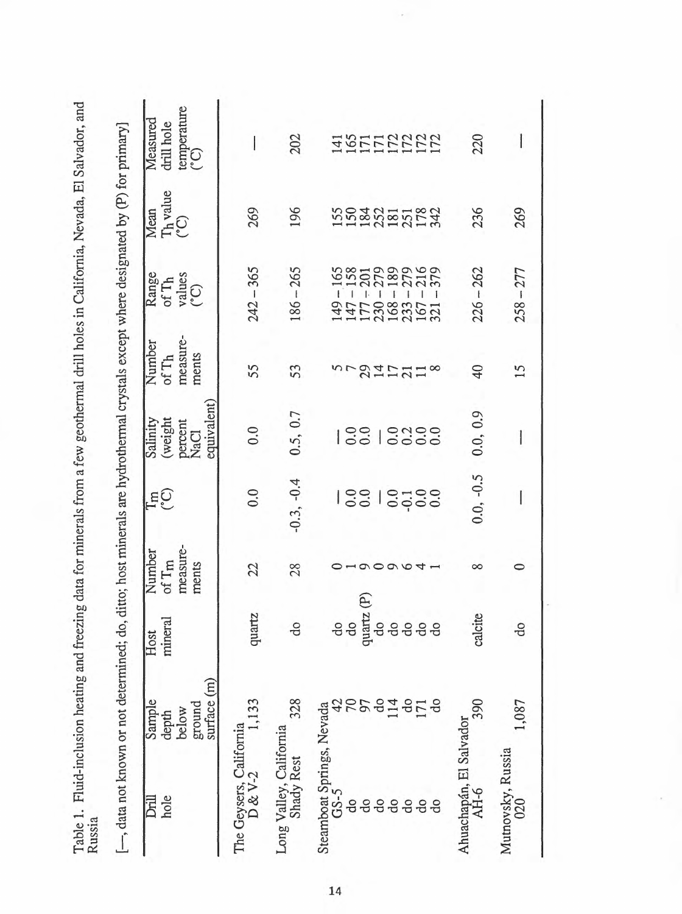Table 1. Fluid-inclusion heating and freezing data for minerals from a few geothermal drill holes in California, Nevada, El Salvador, and Russia

[—, data not known or not determined; do, ditto; host minerals are hydrothermal crystals except where designated by (P) for primary]

| Drill hole | Sample depth below ground surface (m) | Host mineral | Number of $T_m$ measurements | $T_m$ (°C) | Salinity (weight percent NaCl equivalent) | Number of $T_h$ measurements | Range of $T_h$ values (°C) | Mean $T_h$ value (°C) | Measured drill hole temperature (°C) |
|---|---|---|---|---|---|---|---|---|---|
| The Geysers, California | | | | | | | | | |
| D & V-2 | 1,133 | quartz | 22 | 0.0 | 0.0 | 55 | 242 – 365 | 269 | — |
| Long Valley, California | | | | | | | | | |
| Shady Rest | 328 | do | 28 | -0.3, -0.4 | 0.5, 0.7 | 53 | 186 – 265 | 196 | 202 |
| Steamboat Springs, Nevada | | | | | | | | | |
| GS-5 | 42 | do | 0 | — | — | 5 | 149 – 165 | 155 | 141 |
| do | 70 | do | 1 | 0.0 | 0.0 | 7 | 147 – 158 | 150 | 165 |
| do | 97 | quartz (P) | 9 | 0.0 | 0.0 | 29 | 177 – 201 | 184 | 171 |
| do | do | do | 0 | — | — | 14 | 230 – 279 | 252 | 171 |
| do | 114 | do | 9 | 0.0 | 0.0 | 17 | 168 – 189 | 181 | 172 |
| do | do | do | 6 | -0.1 | 0.2 | 21 | 233 – 279 | 251 | 172 |
| do | 171 | do | 4 | 0.0 | 0.0 | 11 | 167 – 216 | 178 | 172 |
| do | do | do | 1 | 0.0 | 0.0 | 8 | 321 – 379 | 342 | 172 |
| Ahuachapán, El Salvador | | | | | | | | | |
| AH-6 | 390 | calcite | 8 | 0.0, -0.5 | 0.0, 0.9 | 40 | 226 – 262 | 236 | 220 |
| Mutnovsky, Russia | | | | | | | | | |
| 020 | 1,087 | do | 0 | — | — | 15 | 258 – 277 | 269 | — |